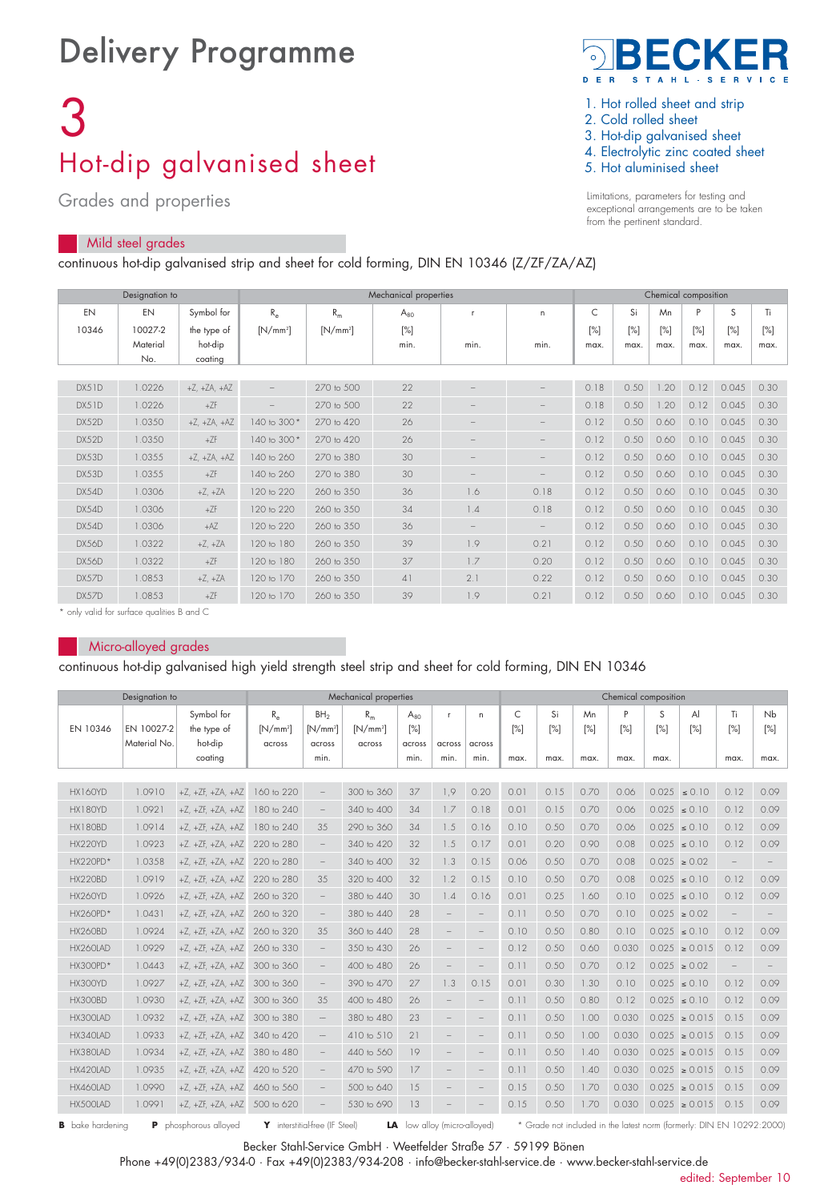# Delivery Programme

BECKER
DER STAHL-SERVICE

1. Hot rolled sheet and strip
2. Cold rolled sheet
3. Hot-dip galvanised sheet
4. Electrolytic zinc coated sheet
5. Hot aluminised sheet

Limitations, parameters for testing and exceptional arrangements are to be taken from the pertinent standard.

# 3
# Hot-dip galvanised sheet

## Grades and properties

### Mild steel grades

continuous hot-dip galvanised strip and sheet for cold forming, DIN EN 10346 (Z/ZF/ZA/AZ)

| Designation to | | | Mechanical properties | | | | | Chemical composition | | | | | |
|---|---|---|---|---|---|---|---|---|---|---|---|---|---|
| EN 10346 | EN 10027-2 Material No. | Symbol for the type of hot-dip coating | $R_e$ [N/mm²] | $R_m$ [N/mm²] | $A_{80}$ [%] min. | r min. | n min. | C [%] max. | Si [%] max. | Mn [%] max. | P [%] max. | S [%] max. | Ti [%] max. |
| DX51D | 1.0226 | +Z, +ZA, +AZ | – | 270 to 500 | 22 | – | – | 0.18 | 0.50 | 1.20 | 0.12 | 0.045 | 0.30 |
| DX51D | 1.0226 | +ZF | – | 270 to 500 | 22 | – | – | 0.18 | 0.50 | 1.20 | 0.12 | 0.045 | 0.30 |
| DX52D | 1.0350 | +Z, +ZA, +AZ | 140 to 300* | 270 to 420 | 26 | – | – | 0.12 | 0.50 | 0.60 | 0.10 | 0.045 | 0.30 |
| DX52D | 1.0350 | +ZF | 140 to 300* | 270 to 420 | 26 | – | – | 0.12 | 0.50 | 0.60 | 0.10 | 0.045 | 0.30 |
| DX53D | 1.0355 | +Z, +ZA, +AZ | 140 to 260 | 270 to 380 | 30 | – | – | 0.12 | 0.50 | 0.60 | 0.10 | 0.045 | 0.30 |
| DX53D | 1.0355 | +ZF | 140 to 260 | 270 to 380 | 30 | – | – | 0.12 | 0.50 | 0.60 | 0.10 | 0.045 | 0.30 |
| DX54D | 1.0306 | +Z, +ZA | 120 to 220 | 260 to 350 | 36 | 1.6 | 0.18 | 0.12 | 0.50 | 0.60 | 0.10 | 0.045 | 0.30 |
| DX54D | 1.0306 | +ZF | 120 to 220 | 260 to 350 | 34 | 1.4 | 0.18 | 0.12 | 0.50 | 0.60 | 0.10 | 0.045 | 0.30 |
| DX54D | 1.0306 | +AZ | 120 to 220 | 260 to 350 | 36 | – | – | 0.12 | 0.50 | 0.60 | 0.10 | 0.045 | 0.30 |
| DX56D | 1.0322 | +Z, +ZA | 120 to 180 | 260 to 350 | 39 | 1.9 | 0.21 | 0.12 | 0.50 | 0.60 | 0.10 | 0.045 | 0.30 |
| DX56D | 1.0322 | +ZF | 120 to 180 | 260 to 350 | 37 | 1.7 | 0.20 | 0.12 | 0.50 | 0.60 | 0.10 | 0.045 | 0.30 |
| DX57D | 1.0853 | +Z, +ZA | 120 to 170 | 260 to 350 | 41 | 2.1 | 0.22 | 0.12 | 0.50 | 0.60 | 0.10 | 0.045 | 0.30 |
| DX57D | 1.0853 | +ZF | 120 to 170 | 260 to 350 | 39 | 1.9 | 0.21 | 0.12 | 0.50 | 0.60 | 0.10 | 0.045 | 0.30 |

\* only valid for surface qualities B and C

### Micro-alloyed grades

continuous hot-dip galvanised high yield strength steel strip and sheet for cold forming, DIN EN 10346

| Designation to | | | Mechanical properties | | | | | | Chemical composition | | | | | | | |
|---|---|---|---|---|---|---|---|---|---|---|---|---|---|---|---|---|
| EN 10346 | EN 10027-2 Material No. | Symbol for the type of hot-dip coating | $R_e$ [N/mm²] across | $BH_2$ [N/mm²] across min. | $R_m$ [N/mm²] across | $A_{80}$ [%] across min. | r across min. | n across min. | C [%] max. | Si [%] max. | Mn [%] max. | P [%] max. | S [%] max. | Al [%] | Ti [%] max. | Nb [%] max. |
| HX160YD | 1.0910 | +Z, +ZF, +ZA, +AZ | 160 to 220 | – | 300 to 360 | 37 | 1,9 | 0.20 | 0.01 | 0.15 | 0.70 | 0.06 | 0.025 | ≤ 0.10 | 0.12 | 0.09 |
| HX180YD | 1.0921 | +Z, +ZF, +ZA, +AZ | 180 to 240 | – | 340 to 400 | 34 | 1.7 | 0.18 | 0.01 | 0.15 | 0.70 | 0.06 | 0.025 | ≤ 0.10 | 0.12 | 0.09 |
| HX180BD | 1.0914 | +Z, +ZF, +ZA, +AZ | 180 to 240 | 35 | 290 to 360 | 34 | 1.5 | 0.16 | 0.10 | 0.50 | 0.70 | 0.06 | 0.025 | ≤ 0.10 | 0.12 | 0.09 |
| HX220YD | 1.0923 | +Z, +ZF, +ZA, +AZ | 220 to 280 | – | 340 to 420 | 32 | 1.5 | 0.17 | 0.01 | 0.20 | 0.90 | 0.08 | 0.025 | ≤ 0.10 | 0.12 | 0.09 |
| HX220PD* | 1.0358 | +Z, +ZF, +ZA, +AZ | 220 to 280 | – | 340 to 400 | 32 | 1.3 | 0.15 | 0.06 | 0.50 | 0.70 | 0.08 | 0.025 | ≥ 0.02 | – | – |
| HX220BD | 1.0919 | +Z, +ZF, +ZA, +AZ | 220 to 280 | 35 | 320 to 400 | 32 | 1.2 | 0.15 | 0.10 | 0.50 | 0.70 | 0.08 | 0.025 | ≤ 0.10 | 0.12 | 0.09 |
| HX260YD | 1.0926 | +Z, +ZF, +ZA, +AZ | 260 to 320 | – | 380 to 440 | 30 | 1.4 | 0.16 | 0.01 | 0.25 | 1.60 | 0.10 | 0.025 | ≤ 0.10 | 0.12 | 0.09 |
| HX260PD* | 1.0431 | +Z, +ZF, +ZA, +AZ | 260 to 320 | – | 380 to 440 | 28 | – | – | 0.11 | 0.50 | 0.70 | 0.10 | 0.025 | ≥ 0.02 | – | – |
| HX260BD | 1.0924 | +Z, +ZF, +ZA, +AZ | 260 to 320 | 35 | 360 to 440 | 28 | – | – | 0.10 | 0.50 | 0.80 | 0.10 | 0.025 | ≤ 0.10 | 0.12 | 0.09 |
| HX260LAD | 1.0929 | +Z, +ZF, +ZA, +AZ | 260 to 330 | – | 350 to 430 | 26 | – | – | 0.12 | 0.50 | 0.60 | 0.030 | 0.025 | ≥ 0.015 | 0.12 | 0.09 |
| HX300PD* | 1.0443 | +Z, +ZF, +ZA, +AZ | 300 to 360 | – | 400 to 480 | 26 | – | – | 0.11 | 0.50 | 0.70 | 0.12 | 0.025 | ≥ 0.02 | – | – |
| HX300YD | 1.0927 | +Z, +ZF, +ZA, +AZ | 300 to 360 | – | 390 to 470 | 27 | 1.3 | 0.15 | 0.01 | 0.30 | 1.30 | 0.10 | 0.025 | ≤ 0.10 | 0.12 | 0.09 |
| HX300BD | 1.0930 | +Z, +ZF, +ZA, +AZ | 300 to 360 | 35 | 400 to 480 | 26 | – | – | 0.11 | 0.50 | 0.80 | 0.12 | 0.025 | ≤ 0.10 | 0.12 | 0.09 |
| HX300LAD | 1.0932 | +Z, +ZF, +ZA, +AZ | 300 to 380 | – | 380 to 480 | 23 | – | – | 0.11 | 0.50 | 1.00 | 0.030 | 0.025 | ≥ 0.015 | 0.15 | 0.09 |
| HX340LAD | 1.0933 | +Z, +ZF, +ZA, +AZ | 340 to 420 | – | 410 to 510 | 21 | – | – | 0.11 | 0.50 | 1.00 | 0.030 | 0.025 | ≥ 0.015 | 0.15 | 0.09 |
| HX380LAD | 1.0934 | +Z, +ZF, +ZA, +AZ | 380 to 480 | – | 440 to 560 | 19 | – | – | 0.11 | 0.50 | 1.40 | 0.030 | 0.025 | ≥ 0.015 | 0.15 | 0.09 |
| HX420LAD | 1.0935 | +Z, +ZF, +ZA, +AZ | 420 to 520 | – | 470 to 590 | 17 | – | – | 0.11 | 0.50 | 1.40 | 0.030 | 0.025 | ≥ 0.015 | 0.15 | 0.09 |
| HX460LAD | 1.0990 | +Z, +ZF, +ZA, +AZ | 460 to 560 | – | 500 to 640 | 15 | – | – | 0.15 | 0.50 | 1.70 | 0.030 | 0.025 | ≥ 0.015 | 0.15 | 0.09 |
| HX500LAD | 1.0991 | +Z, +ZF, +ZA, +AZ | 500 to 620 | – | 530 to 690 | 13 | – | – | 0.15 | 0.50 | 1.70 | 0.030 | 0.025 | ≥ 0.015 | 0.15 | 0.09 |

**B** bake hardening **P** phosphorous alloyed **Y** interstitial-free (IF Steel) **LA** low alloy (micro-alloyed) \* Grade not included in the latest norm (formerly: DIN EN 10292:2000)

Becker Stahl-Service GmbH · Weetfelder Straße 57 · 59199 Bönen
Phone +49(0)2383/934-0 · Fax +49(0)2383/934-208 · info@becker-stahl-service.de · www.becker-stahl-service.de

edited: September 10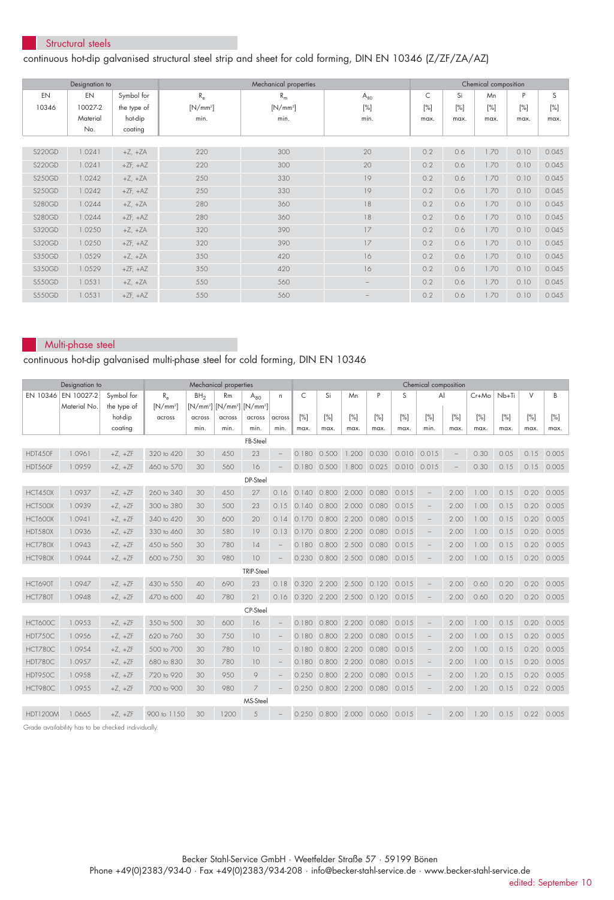## Structural steels

continuous hot-dip galvanised structural steel strip and sheet for cold forming, DIN EN 10346 (Z/ZF/ZA/AZ)

| Designation to | | | Mechanical properties | | | Chemical composition | | | | |
|---|---|---|---|---|---|---|---|---|---|---|
| EN 10346 | EN 10027-2 Material No. | Symbol for the type of hot-dip coating | $R_e$ [N/mm²] min. | $R_m$ [N/mm²] min. | $A_{80}$ [%] min. | C [%] max. | Si [%] max. | Mn [%] max. | P [%] max. | S [%] max. |
| S220GD | 1.0241 | +Z, +ZA | 220 | 300 | 20 | 0.2 | 0.6 | 1.70 | 0.10 | 0.045 |
| S220GD | 1.0241 | +ZF, +AZ | 220 | 300 | 20 | 0.2 | 0.6 | 1.70 | 0.10 | 0.045 |
| S250GD | 1.0242 | +Z, +ZA | 250 | 330 | 19 | 0.2 | 0.6 | 1.70 | 0.10 | 0.045 |
| S250GD | 1.0242 | +ZF, +AZ | 250 | 330 | 19 | 0.2 | 0.6 | 1.70 | 0.10 | 0.045 |
| S280GD | 1.0244 | +Z, +ZA | 280 | 360 | 18 | 0.2 | 0.6 | 1.70 | 0.10 | 0.045 |
| S280GD | 1.0244 | +ZF, +AZ | 280 | 360 | 18 | 0.2 | 0.6 | 1.70 | 0.10 | 0.045 |
| S320GD | 1.0250 | +Z, +ZA | 320 | 390 | 17 | 0.2 | 0.6 | 1.70 | 0.10 | 0.045 |
| S320GD | 1.0250 | +ZF, +AZ | 320 | 390 | 17 | 0.2 | 0.6 | 1.70 | 0.10 | 0.045 |
| S350GD | 1.0529 | +Z, +ZA | 350 | 420 | 16 | 0.2 | 0.6 | 1.70 | 0.10 | 0.045 |
| S350GD | 1.0529 | +ZF, +AZ | 350 | 420 | 16 | 0.2 | 0.6 | 1.70 | 0.10 | 0.045 |
| S550GD | 1.0531 | +Z, +ZA | 550 | 560 | – | 0.2 | 0.6 | 1.70 | 0.10 | 0.045 |
| S550GD | 1.0531 | +ZF, +AZ | 550 | 560 | – | 0.2 | 0.6 | 1.70 | 0.10 | 0.045 |

## Multi-phase steel

continuous hot-dip galvanised multi-phase steel for cold forming, DIN EN 10346

| Designation to | | | Mechanical properties | | | | | Chemical composition | | | | | | | | | | |
|---|---|---|---|---|---|---|---|---|---|---|---|---|---|---|---|---|---|---|
| EN 10346 | EN 10027-2 Material No. | Symbol for the type of hot-dip coating | $R_e$ [N/mm²] across | $BH_2$ [N/mm²] across min. | Rm [N/mm²] across min. | $A_{80}$ [N/mm²] across min. | n across min. | C [%] max. | Si [%] max. | Mn [%] max. | P [%] max. | S [%] max. | Al [%] min. | Al [%] max. | Cr+Mo [%] max. | Nb+Ti [%] max. | V [%] max. | B [%] max. |
| FB-Steel | | | | | | | | | | | | | | | | | | |
| HDT450F | 1.0961 | +Z, +ZF | 320 to 420 | 30 | 450 | 23 | – | 0.180 | 0.500 | 1.200 | 0.030 | 0.010 | 0.015 | – | 0.30 | 0.05 | 0.15 | 0.005 |
| HDT560F | 1.0959 | +Z, +ZF | 460 to 570 | 30 | 560 | 16 | – | 0.180 | 0.500 | 1.800 | 0.025 | 0.010 | 0.015 | – | 0.30 | 0.15 | 0.15 | 0.005 |
| DP-Steel | | | | | | | | | | | | | | | | | | |
| HCT450X | 1.0937 | +Z, +ZF | 260 to 340 | 30 | 450 | 27 | 0.16 | 0.140 | 0.800 | 2.000 | 0.080 | 0.015 | – | 2.00 | 1.00 | 0.15 | 0.20 | 0.005 |
| HCT500X | 1.0939 | +Z, +ZF | 300 to 380 | 30 | 500 | 23 | 0.15 | 0.140 | 0.800 | 2.000 | 0.080 | 0.015 | – | 2.00 | 1.00 | 0.15 | 0.20 | 0.005 |
| HCT600X | 1.0941 | +Z, +ZF | 340 to 420 | 30 | 600 | 20 | 0.14 | 0.170 | 0.800 | 2.200 | 0.080 | 0.015 | – | 2.00 | 1.00 | 0.15 | 0.20 | 0.005 |
| HDT580X | 1.0936 | +Z, +ZF | 330 to 460 | 30 | 580 | 19 | 0.13 | 0.170 | 0.800 | 2.200 | 0.080 | 0.015 | – | 2.00 | 1.00 | 0.15 | 0.20 | 0.005 |
| HCT780X | 1.0943 | +Z, +ZF | 450 to 560 | 30 | 780 | 14 | – | 0.180 | 0.800 | 2.500 | 0.080 | 0.015 | – | 2.00 | 1.00 | 0.15 | 0.20 | 0.005 |
| HCT980X | 1.0944 | +Z, +ZF | 600 to 750 | 30 | 980 | 10 | – | 0.230 | 0.800 | 2.500 | 0.080 | 0.015 | – | 2.00 | 1.00 | 0.15 | 0.20 | 0.005 |
| TRIP-Steel | | | | | | | | | | | | | | | | | | |
| HCT690T | 1.0947 | +Z, +ZF | 430 to 550 | 40 | 690 | 23 | 0.18 | 0.320 | 2.200 | 2.500 | 0.120 | 0.015 | – | 2.00 | 0.60 | 0.20 | 0.20 | 0.005 |
| HCT780T | 1.0948 | +Z, +ZF | 470 to 600 | 40 | 780 | 21 | 0.16 | 0.320 | 2.200 | 2.500 | 0.120 | 0.015 | – | 2.00 | 0.60 | 0.20 | 0.20 | 0.005 |
| CP-Steel | | | | | | | | | | | | | | | | | | |
| HCT600C | 1.0953 | +Z, +ZF | 350 to 500 | 30 | 600 | 16 | – | 0.180 | 0.800 | 2.200 | 0.080 | 0.015 | – | 2.00 | 1.00 | 0.15 | 0.20 | 0.005 |
| HDT750C | 1.0956 | +Z, +ZF | 620 to 760 | 30 | 750 | 10 | – | 0.180 | 0.800 | 2.200 | 0.080 | 0.015 | – | 2.00 | 1.00 | 0.15 | 0.20 | 0.005 |
| HCT780C | 1.0954 | +Z, +ZF | 500 to 700 | 30 | 780 | 10 | – | 0.180 | 0.800 | 2.200 | 0.080 | 0.015 | – | 2.00 | 1.00 | 0.15 | 0.20 | 0.005 |
| HDT780C | 1.0957 | +Z, +ZF | 680 to 830 | 30 | 780 | 10 | – | 0.180 | 0.800 | 2.200 | 0.080 | 0.015 | – | 2.00 | 1.00 | 0.15 | 0.20 | 0.005 |
| HDT950C | 1.0958 | +Z, +ZF | 720 to 920 | 30 | 950 | 9 | – | 0.250 | 0.800 | 2.200 | 0.080 | 0.015 | – | 2.00 | 1.20 | 0.15 | 0.20 | 0.005 |
| HCT980C | 1.0955 | +Z, +ZF | 700 to 900 | 30 | 980 | 7 | – | 0.250 | 0.800 | 2.200 | 0.080 | 0.015 | – | 2.00 | 1.20 | 0.15 | 0.22 | 0.005 |
| MS-Steel | | | | | | | | | | | | | | | | | | |
| HDT1200M | 1.0665 | +Z, +ZF | 900 to 1150 | 30 | 1200 | 5 | – | 0.250 | 0.800 | 2.000 | 0.060 | 0.015 | – | 2.00 | 1.20 | 0.15 | 0.22 | 0.005 |

Grade availability has to be checked individually.

Becker Stahl-Service GmbH · Weetfelder Straße 57 · 59199 Bönen
Phone +49(0)2383/934-0 · Fax +49(0)2383/934-208 · info@becker-stahl-service.de · www.becker-stahl-service.de

edited: September 10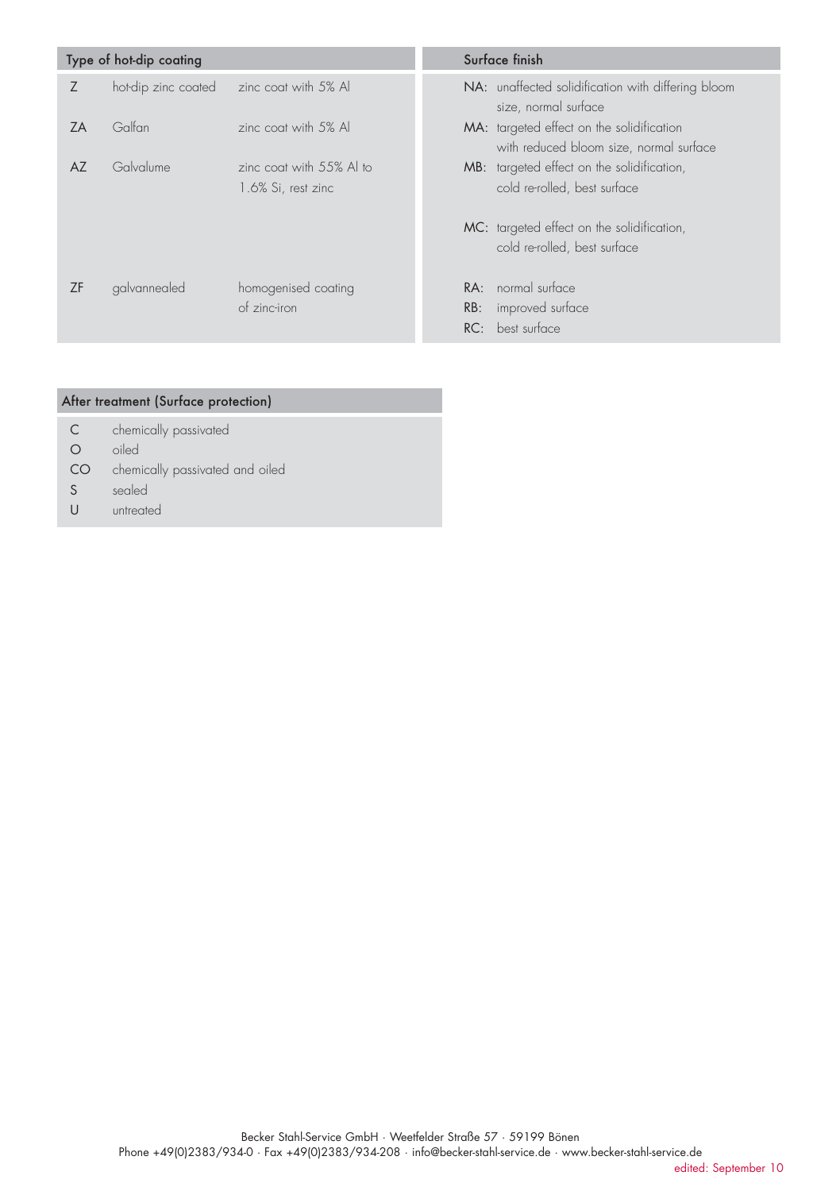| Type of hot-dip coating | | | Surface finish |
|---|---|---|---|
| Z | hot-dip zinc coated | zinc coat with 5% Al | **NA**: unaffected solidification with differing bloom size, normal surface |
| ZA | Galfan | zinc coat with 5% Al | **MA**: targeted effect on the solidification with reduced bloom size, normal surface |
| AZ | Galvalume | zinc coat with 55% Al to 1.6% Si, rest zinc | **MB**: targeted effect on the solidification, cold re-rolled, best surface |
| | | | **MC**: targeted effect on the solidification, cold re-rolled, best surface |
| ZF | galvannealed | homogenised coating of zinc-iron | RA: normal surface<br>RB: improved surface<br>RC: best surface |

| After treatment (Surface protection) | |
|---|---|
| C | chemically passivated |
| O | oiled |
| CO | chemically passivated and oiled |
| S | sealed |
| U | untreated |

Becker Stahl-Service GmbH · Weetfelder Straße 57 · 59199 Bönen
Phone +49(0)2383/934-0 · Fax +49(0)2383/934-208 · info@becker-stahl-service.de · www.becker-stahl-service.de
edited: September 10